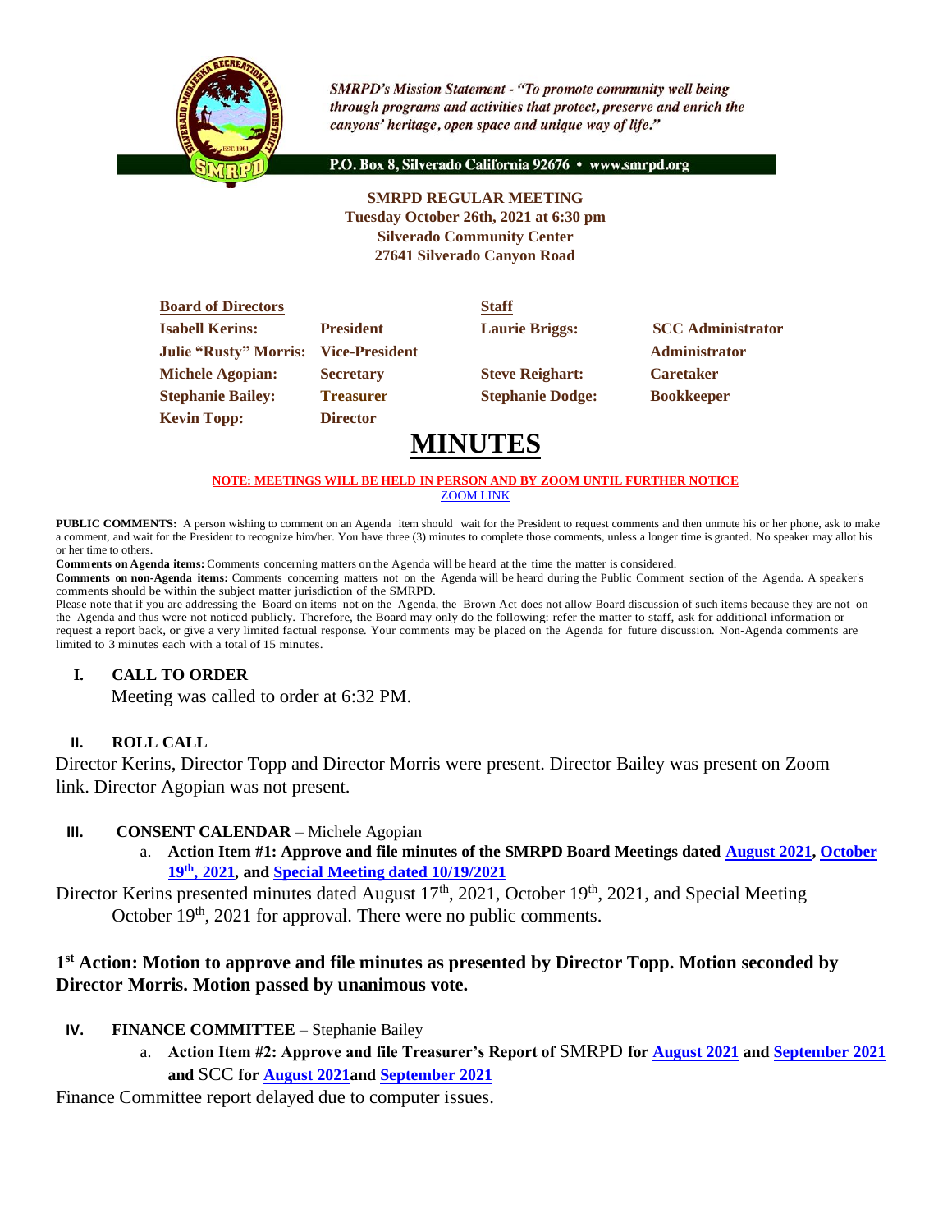*SMRPD's Mission Statement - "To promote community well being through programs and activities that protect, preserve and enrich the canyons' heritage, open space and unique way of life."*

P.O. Box 8, Silverado California 92676 • www.smrpd.org

**SMRPD REGULAR MEETING**
**Tuesday October 26th, 2021 at 6:30 pm**
**Silverado Community Center**
**27641 Silverado Canyon Road**

| **Board of Directors** | | **Staff** | |
|---|---|---|---|
| **Isabell Kerins:** | **President** | **Laurie Briggs:** | **SCC Administrator** |
| **Julie "Rusty" Morris:** | **Vice-President** | | **Administrator** |
| **Michele Agopian:** | **Secretary** | **Steve Reighart:** | **Caretaker** |
| **Stephanie Bailey:** | **Treasurer** | **Stephanie Dodge:** | **Bookkeeper** |
| **Kevin Topp:** | **Director** | | |

# MINUTES

**NOTE: MEETINGS WILL BE HELD IN PERSON AND BY ZOOM UNTIL FURTHER NOTICE**
ZOOM LINK

**PUBLIC COMMENTS:** A person wishing to comment on an Agenda item should wait for the President to request comments and then unmute his or her phone, ask to make a comment, and wait for the President to recognize him/her. You have three (3) minutes to complete those comments, unless a longer time is granted. No speaker may allot his or her time to others.

**Comments on Agenda items:** Comments concerning matters on the Agenda will be heard at the time the matter is considered.

**Comments on non-Agenda items:** Comments concerning matters not on the Agenda will be heard during the Public Comment section of the Agenda. A speaker's comments should be within the subject matter jurisdiction of the SMRPD.

Please note that if you are addressing the Board on items not on the Agenda, the Brown Act does not allow Board discussion of such items because they are not on the Agenda and thus were not noticed publicly. Therefore, the Board may only do the following: refer the matter to staff, ask for additional information or request a report back, or give a very limited factual response. Your comments may be placed on the Agenda for future discussion. Non-Agenda comments are limited to 3 minutes each with a total of 15 minutes.

## I. CALL TO ORDER

Meeting was called to order at 6:32 PM.

## II. ROLL CALL

Director Kerins, Director Topp and Director Morris were present. Director Bailey was present on Zoom link. Director Agopian was not present.

## III. CONSENT CALENDAR – Michele Agopian

a. **Action Item #1: Approve and file minutes of the SMRPD Board Meetings dated August 2021, October 19th, 2021, and Special Meeting dated 10/19/2021**

Director Kerins presented minutes dated August 17th, 2021, October 19th, 2021, and Special Meeting October 19th, 2021 for approval. There were no public comments.

**1st Action: Motion to approve and file minutes as presented by Director Topp. Motion seconded by Director Morris. Motion passed by unanimous vote.**

## IV. FINANCE COMMITTEE – Stephanie Bailey

a. **Action Item #2: Approve and file Treasurer's Report of** SMRPD **for August 2021 and September 2021 and** SCC **for August 2021 and September 2021**

Finance Committee report delayed due to computer issues.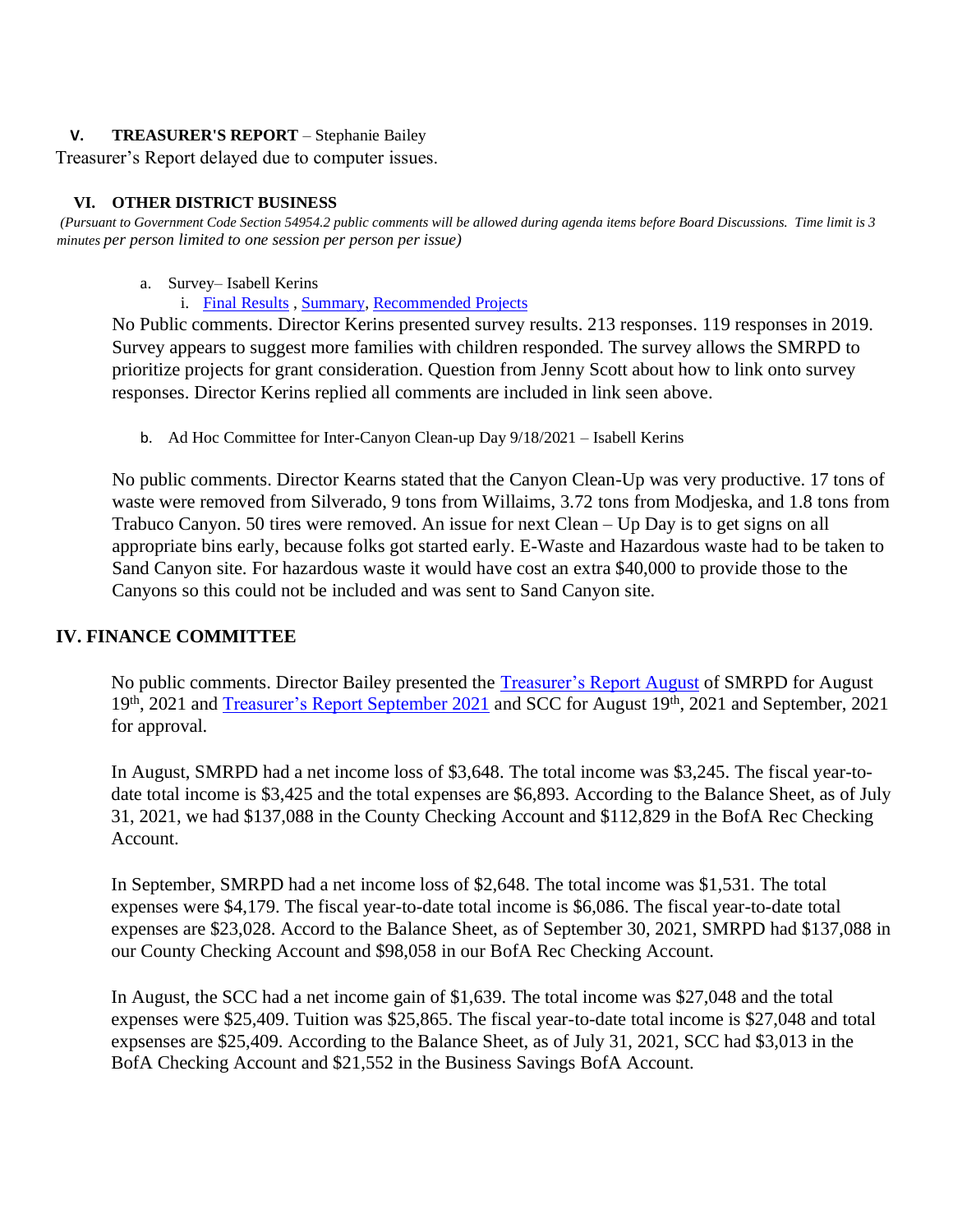## V. TREASURER'S REPORT – Stephanie Bailey

Treasurer's Report delayed due to computer issues.

## VI. OTHER DISTRICT BUSINESS

*(Pursuant to Government Code Section 54954.2 public comments will be allowed during agenda items before Board Discussions. Time limit is 3 minutes per person limited to one session per person per issue)*

a. Survey– Isabell Kerins

i. Final Results , Summary, Recommended Projects

No Public comments. Director Kerins presented survey results. 213 responses. 119 responses in 2019. Survey appears to suggest more families with children responded. The survey allows the SMRPD to prioritize projects for grant consideration. Question from Jenny Scott about how to link onto survey responses. Director Kerins replied all comments are included in link seen above.

b. Ad Hoc Committee for Inter-Canyon Clean-up Day 9/18/2021 – Isabell Kerins

No public comments. Director Kearns stated that the Canyon Clean-Up was very productive. 17 tons of waste were removed from Silverado, 9 tons from Willaims, 3.72 tons from Modjeska, and 1.8 tons from Trabuco Canyon. 50 tires were removed. An issue for next Clean – Up Day is to get signs on all appropriate bins early, because folks got started early. E-Waste and Hazardous waste had to be taken to Sand Canyon site. For hazardous waste it would have cost an extra $40,000 to provide those to the Canyons so this could not be included and was sent to Sand Canyon site.

## IV. FINANCE COMMITTEE

No public comments. Director Bailey presented the Treasurer's Report August of SMRPD for August 19th, 2021 and Treasurer's Report September 2021 and SCC for August 19th, 2021 and September, 2021 for approval.

In August, SMRPD had a net income loss of $3,648. The total income was $3,245. The fiscal year-to-date total income is $3,425 and the total expenses are $6,893. According to the Balance Sheet, as of July 31, 2021, we had $137,088 in the County Checking Account and $112,829 in the BofA Rec Checking Account.

In September, SMRPD had a net income loss of $2,648. The total income was $1,531. The total expenses were $4,179. The fiscal year-to-date total income is $6,086. The fiscal year-to-date total expenses are $23,028. Accord to the Balance Sheet, as of September 30, 2021, SMRPD had $137,088 in our County Checking Account and $98,058 in our BofA Rec Checking Account.

In August, the SCC had a net income gain of $1,639. The total income was $27,048 and the total expenses were $25,409. Tuition was $25,865. The fiscal year-to-date total income is $27,048 and total expsenses are $25,409. According to the Balance Sheet, as of July 31, 2021, SCC had $3,013 in the BofA Checking Account and $21,552 in the Business Savings BofA Account.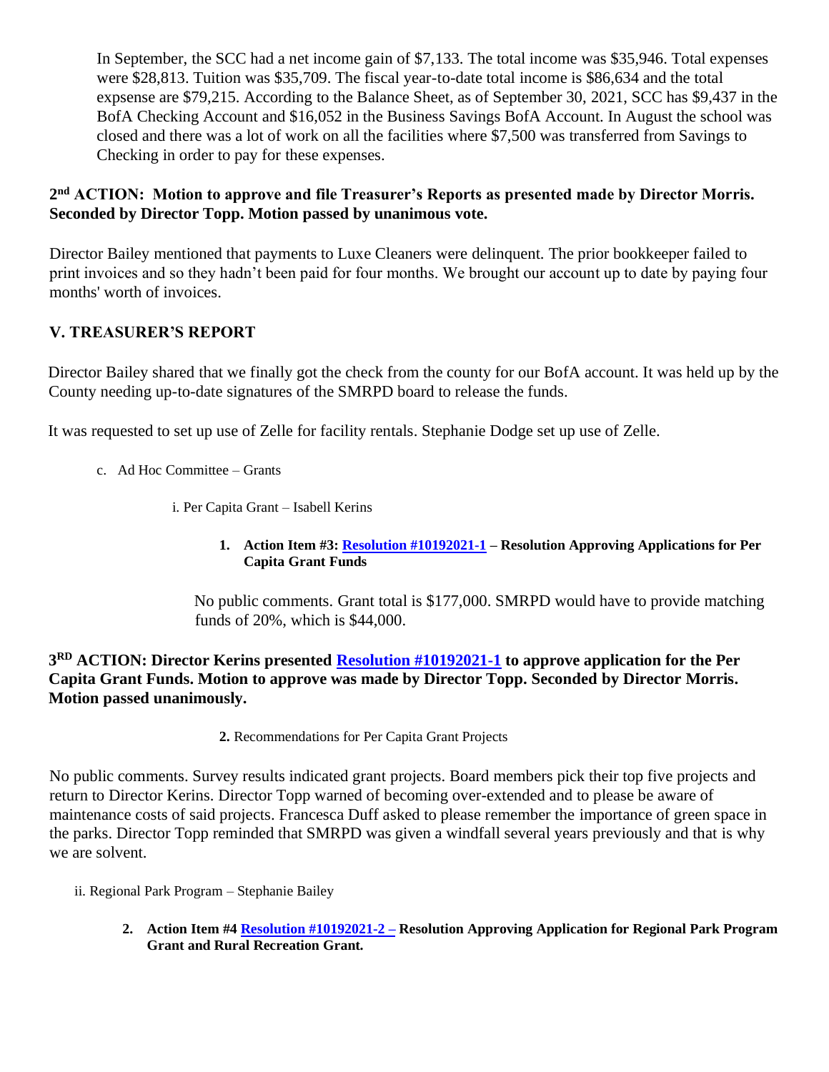In September, the SCC had a net income gain of $7,133. The total income was $35,946. Total expenses were $28,813. Tuition was $35,709. The fiscal year-to-date total income is $86,634 and the total expsense are $79,215. According to the Balance Sheet, as of September 30, 2021, SCC has $9,437 in the BofA Checking Account and $16,052 in the Business Savings BofA Account. In August the school was closed and there was a lot of work on all the facilities where $7,500 was transferred from Savings to Checking in order to pay for these expenses.

**2nd ACTION: Motion to approve and file Treasurer's Reports as presented made by Director Morris. Seconded by Director Topp. Motion passed by unanimous vote.**

Director Bailey mentioned that payments to Luxe Cleaners were delinquent. The prior bookkeeper failed to print invoices and so they hadn't been paid for four months. We brought our account up to date by paying four months' worth of invoices.

## V. TREASURER'S REPORT

Director Bailey shared that we finally got the check from the county for our BofA account. It was held up by the County needing up-to-date signatures of the SMRPD board to release the funds.

It was requested to set up use of Zelle for facility rentals. Stephanie Dodge set up use of Zelle.

c. Ad Hoc Committee – Grants

i. Per Capita Grant – Isabell Kerins

1. **Action Item #3: Resolution #10192021-1 – Resolution Approving Applications for Per Capita Grant Funds**

No public comments. Grant total is $177,000. SMRPD would have to provide matching funds of 20%, which is $44,000.

**3RD ACTION: Director Kerins presented Resolution #10192021-1 to approve application for the Per Capita Grant Funds. Motion to approve was made by Director Topp. Seconded by Director Morris. Motion passed unanimously.**

2. Recommendations for Per Capita Grant Projects

No public comments. Survey results indicated grant projects. Board members pick their top five projects and return to Director Kerins. Director Topp warned of becoming over-extended and to please be aware of maintenance costs of said projects. Francesca Duff asked to please remember the importance of green space in the parks. Director Topp reminded that SMRPD was given a windfall several years previously and that is why we are solvent.

ii. Regional Park Program – Stephanie Bailey

2. **Action Item #4 Resolution #10192021-2 – Resolution Approving Application for Regional Park Program Grant and Rural Recreation Grant.**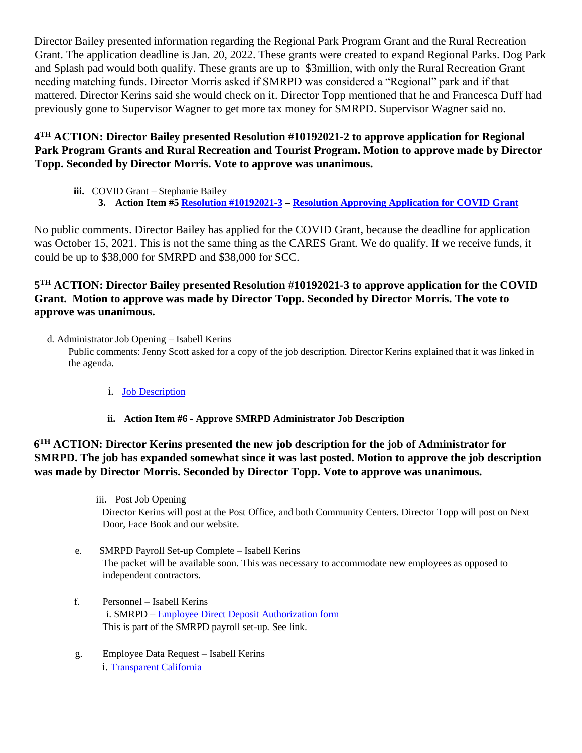Director Bailey presented information regarding the Regional Park Program Grant and the Rural Recreation Grant. The application deadline is Jan. 20, 2022. These grants were created to expand Regional Parks. Dog Park and Splash pad would both qualify. These grants are up to $3million, with only the Rural Recreation Grant needing matching funds. Director Morris asked if SMRPD was considered a "Regional" park and if that mattered. Director Kerins said she would check on it. Director Topp mentioned that he and Francesca Duff had previously gone to Supervisor Wagner to get more tax money for SMRPD. Supervisor Wagner said no.

**4TH ACTION: Director Bailey presented Resolution #10192021-2 to approve application for Regional Park Program Grants and Rural Recreation and Tourist Program. Motion to approve made by Director Topp. Seconded by Director Morris. Vote to approve was unanimous.**

- **iii.** COVID Grant – Stephanie Bailey
  3. **Action Item #5 Resolution #10192021-3 – Resolution Approving Application for COVID Grant**

No public comments. Director Bailey has applied for the COVID Grant, because the deadline for application was October 15, 2021. This is not the same thing as the CARES Grant. We do qualify. If we receive funds, it could be up to $38,000 for SMRPD and $38,000 for SCC.

**5TH ACTION: Director Bailey presented Resolution #10192021-3 to approve application for the COVID Grant. Motion to approve was made by Director Topp. Seconded by Director Morris. The vote to approve was unanimous.**

d. Administrator Job Opening – Isabell Kerins

Public comments: Jenny Scott asked for a copy of the job description. Director Kerins explained that it was linked in the agenda.

- i. Job Description
- **ii. Action Item #6 - Approve SMRPD Administrator Job Description**

**6TH ACTION: Director Kerins presented the new job description for the job of Administrator for SMRPD. The job has expanded somewhat since it was last posted. Motion to approve the job description was made by Director Morris. Seconded by Director Topp. Vote to approve was unanimous.**

- iii. Post Job Opening

  Director Kerins will post at the Post Office, and both Community Centers. Director Topp will post on Next Door, Face Book and our website.

e. SMRPD Payroll Set-up Complete – Isabell Kerins

The packet will be available soon. This was necessary to accommodate new employees as opposed to independent contractors.

f. Personnel – Isabell Kerins

- i. SMRPD – Employee Direct Deposit Authorization form

This is part of the SMRPD payroll set-up. See link.

g. Employee Data Request – Isabell Kerins

- i. Transparent California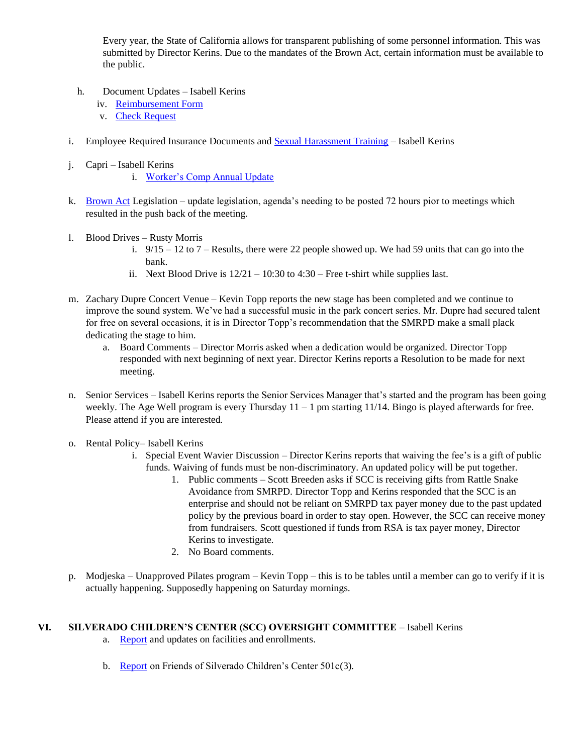Every year, the State of California allows for transparent publishing of some personnel information. This was submitted by Director Kerins. Due to the mandates of the Brown Act, certain information must be available to the public.

h. Document Updates – Isabell Kerins
   iv. Reimbursement Form
   v. Check Request

i. Employee Required Insurance Documents and Sexual Harassment Training – Isabell Kerins

j. Capri – Isabell Kerins
   i. Worker's Comp Annual Update

k. Brown Act Legislation – update legislation, agenda's needing to be posted 72 hours pior to meetings which resulted in the push back of the meeting.

l. Blood Drives – Rusty Morris
   i. 9/15 – 12 to 7 – Results, there were 22 people showed up. We had 59 units that can go into the bank.
   ii. Next Blood Drive is 12/21 – 10:30 to 4:30 – Free t-shirt while supplies last.

m. Zachary Dupre Concert Venue – Kevin Topp reports the new stage has been completed and we continue to improve the sound system. We've had a successful music in the park concert series. Mr. Dupre had secured talent for free on several occasions, it is in Director Topp's recommendation that the SMRPD make a small plack dedicating the stage to him.
   a. Board Comments – Director Morris asked when a dedication would be organized. Director Topp responded with next beginning of next year. Director Kerins reports a Resolution to be made for next meeting.

n. Senior Services – Isabell Kerins reports the Senior Services Manager that's started and the program has been going weekly. The Age Well program is every Thursday 11 – 1 pm starting 11/14. Bingo is played afterwards for free. Please attend if you are interested.

o. Rental Policy– Isabell Kerins
   i. Special Event Wavier Discussion – Director Kerins reports that waiving the fee's is a gift of public funds. Waiving of funds must be non-discriminatory. An updated policy will be put together.
      1. Public comments – Scott Breeden asks if SCC is receiving gifts from Rattle Snake Avoidance from SMRPD. Director Topp and Kerins responded that the SCC is an enterprise and should not be reliant on SMRPD tax payer money due to the past updated policy by the previous board in order to stay open. However, the SCC can receive money from fundraisers. Scott questioned if funds from RSA is tax payer money, Director Kerins to investigate.
      2. No Board comments.

p. Modjeska – Unapproved Pilates program – Kevin Topp – this is to be tables until a member can go to verify if it is actually happening. Supposedly happening on Saturday mornings.

## VI. SILVERADO CHILDREN'S CENTER (SCC) OVERSIGHT COMMITTEE – Isabell Kerins

a. Report and updates on facilities and enrollments.

b. Report on Friends of Silverado Children's Center 501c(3).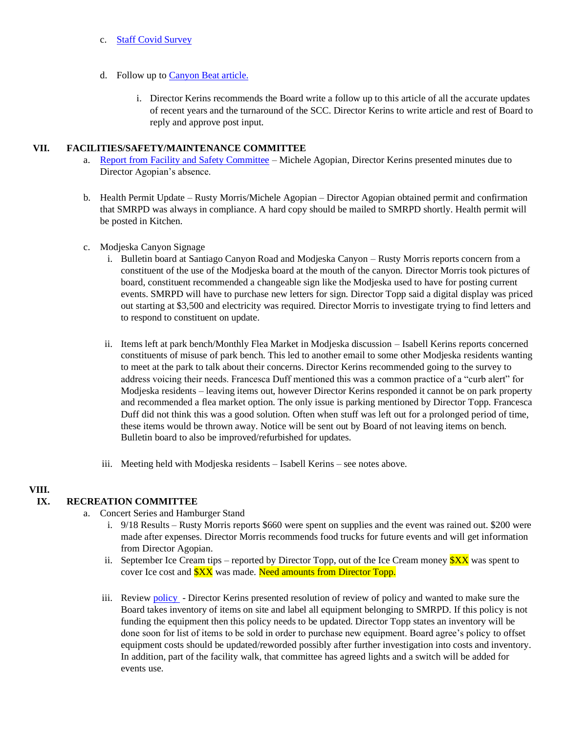c. Staff Covid Survey

d. Follow up to Canyon Beat article.

i. Director Kerins recommends the Board write a follow up to this article of all the accurate updates of recent years and the turnaround of the SCC. Director Kerins to write article and rest of Board to reply and approve post input.

## VII. FACILITIES/SAFETY/MAINTENANCE COMMITTEE

a. Report from Facility and Safety Committee – Michele Agopian, Director Kerins presented minutes due to Director Agopian's absence.

b. Health Permit Update – Rusty Morris/Michele Agopian – Director Agopian obtained permit and confirmation that SMRPD was always in compliance. A hard copy should be mailed to SMRPD shortly. Health permit will be posted in Kitchen.

c. Modjeska Canyon Signage

i. Bulletin board at Santiago Canyon Road and Modjeska Canyon – Rusty Morris reports concern from a constituent of the use of the Modjeska board at the mouth of the canyon. Director Morris took pictures of board, constituent recommended a changeable sign like the Modjeska used to have for posting current events. SMRPD will have to purchase new letters for sign. Director Topp said a digital display was priced out starting at $3,500 and electricity was required. Director Morris to investigate trying to find letters and to respond to constituent on update.

ii. Items left at park bench/Monthly Flea Market in Modjeska discussion – Isabell Kerins reports concerned constituents of misuse of park bench. This led to another email to some other Modjeska residents wanting to meet at the park to talk about their concerns. Director Kerins recommended going to the survey to address voicing their needs. Francesca Duff mentioned this was a common practice of a "curb alert" for Modjeska residents – leaving items out, however Director Kerins responded it cannot be on park property and recommended a flea market option. The only issue is parking mentioned by Director Topp. Francesca Duff did not think this was a good solution. Often when stuff was left out for a prolonged period of time, these items would be thrown away. Notice will be sent out by Board of not leaving items on bench. Bulletin board to also be improved/refurbished for updates.

iii. Meeting held with Modjeska residents – Isabell Kerins – see notes above.

## VIII.

## IX. RECREATION COMMITTEE

a. Concert Series and Hamburger Stand

i. 9/18 Results – Rusty Morris reports $660 were spent on supplies and the event was rained out. $200 were made after expenses. Director Morris recommends food trucks for future events and will get information from Director Agopian.

ii. September Ice Cream tips – reported by Director Topp, out of the Ice Cream money $XX was spent to cover Ice cost and $XX was made. Need amounts from Director Topp.

iii. Review policy - Director Kerins presented resolution of review of policy and wanted to make sure the Board takes inventory of items on site and label all equipment belonging to SMRPD. If this policy is not funding the equipment then this policy needs to be updated. Director Topp states an inventory will be done soon for list of items to be sold in order to purchase new equipment. Board agree's policy to offset equipment costs should be updated/reworded possibly after further investigation into costs and inventory. In addition, part of the facility walk, that committee has agreed lights and a switch will be added for events use.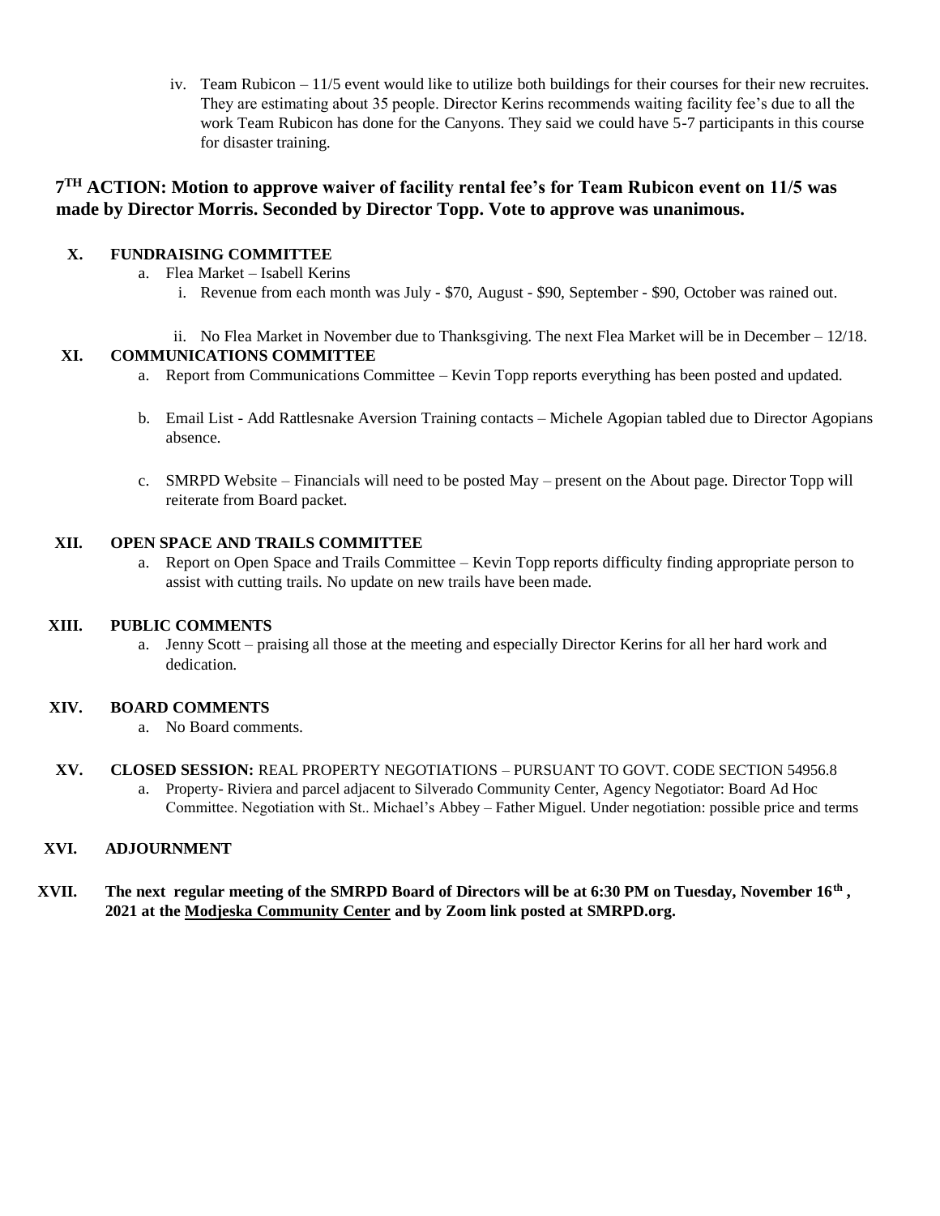iv. Team Rubicon – 11/5 event would like to utilize both buildings for their courses for their new recruites. They are estimating about 35 people. Director Kerins recommends waiting facility fee's due to all the work Team Rubicon has done for the Canyons. They said we could have 5-7 participants in this course for disaster training.

**7TH ACTION: Motion to approve waiver of facility rental fee's for Team Rubicon event on 11/5 was made by Director Morris. Seconded by Director Topp. Vote to approve was unanimous.**

**X. FUNDRAISING COMMITTEE**

a. Flea Market – Isabell Kerins

i. Revenue from each month was July - $70, August - $90, September - $90, October was rained out.

ii. No Flea Market in November due to Thanksgiving. The next Flea Market will be in December – 12/18.

**XI. COMMUNICATIONS COMMITTEE**

a. Report from Communications Committee – Kevin Topp reports everything has been posted and updated.

b. Email List - Add Rattlesnake Aversion Training contacts – Michele Agopian tabled due to Director Agopians absence.

c. SMRPD Website – Financials will need to be posted May – present on the About page. Director Topp will reiterate from Board packet.

**XII. OPEN SPACE AND TRAILS COMMITTEE**

a. Report on Open Space and Trails Committee – Kevin Topp reports difficulty finding appropriate person to assist with cutting trails. No update on new trails have been made.

**XIII. PUBLIC COMMENTS**

a. Jenny Scott – praising all those at the meeting and especially Director Kerins for all her hard work and dedication.

**XIV. BOARD COMMENTS**

a. No Board comments.

**XV. CLOSED SESSION:** REAL PROPERTY NEGOTIATIONS – PURSUANT TO GOVT. CODE SECTION 54956.8

a. Property- Riviera and parcel adjacent to Silverado Community Center, Agency Negotiator: Board Ad Hoc Committee. Negotiation with St.. Michael's Abbey – Father Miguel. Under negotiation: possible price and terms

**XVI. ADJOURNMENT**

**XVII. The next regular meeting of the SMRPD Board of Directors will be at 6:30 PM on Tuesday, November 16th , 2021 at the Modjeska Community Center and by Zoom link posted at SMRPD.org.**